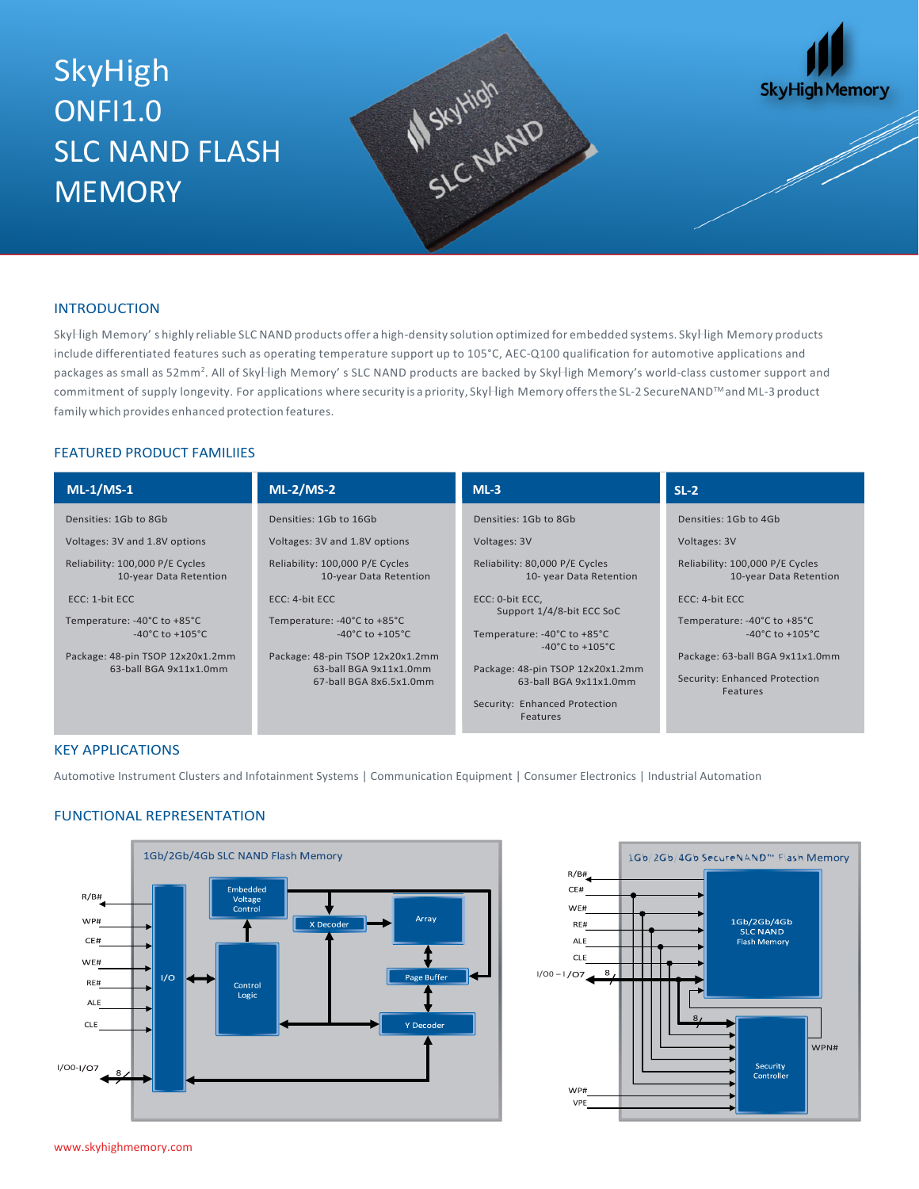# SkyHigh ONFI1.0 SLC NAND FLASH MEMORY

## INTRODUCTION

SkyHigh Memory's highly reliable SLC NAND products offer a high-density solution optimized for embedded systems. SkyHigh Memory products include differentiated features such as operating temperature support up to 105°C, AEC-Q100 qualification for automotive applications and packages as small as 52mm². All of SkyHigh Memory's SLC NAND products are backed by SkyHigh Memory's world-class customer support and commitment of supply longevity. For applications where security is a priority, SkyHigh Memory offers the SL-2 SecureNAND™ and ML-3 product family which provides enhanced protection features.

## FEATURED PRODUCT FAMILIIES

| ML-1/MS-1 | ML-2/MS-2 | ML-3 | SL-2 |
|---|---|---|---|
| Densities: 1Gb to 8Gb | Densities: 1Gb to 16Gb | Densities: 1Gb to 8Gb | Densities: 1Gb to 4Gb |
| Voltages: 3V and 1.8V options | Voltages: 3V and 1.8V options | Voltages: 3V | Voltages: 3V |
| Reliability: 100,000 P/E Cycles, 10-year Data Retention | Reliability: 100,000 P/E Cycles, 10-year Data Retention | Reliability: 80,000 P/E Cycles, 10- year Data Retention | Reliability: 100,000 P/E Cycles, 10-year Data Retention |
| ECC: 1-bit ECC | ECC: 4-bit ECC | ECC: 0-bit ECC, Support 1/4/8-bit ECC SoC | ECC: 4-bit ECC |
| Temperature: -40°C to +85°C, -40°C to +105°C | Temperature: -40°C to +85°C, -40°C to +105°C | Temperature: -40°C to +85°C, -40°C to +105°C | Temperature: -40°C to +85°C, -40°C to +105°C |
| Package: 48-pin TSOP 12x20x1.2mm, 63-ball BGA 9x11x1.0mm | Package: 48-pin TSOP 12x20x1.2mm, 63-ball BGA 9x11x1.0mm, 67-ball BGA 8x6.5x1.0mm | Package: 48-pin TSOP 12x20x1.2mm, 63-ball BGA 9x11x1.0mm | Package: 63-ball BGA 9x11x1.0mm |
| | | Security: Enhanced Protection Features | Security: Enhanced Protection Features |

## KEY APPLICATIONS

Automotive Instrument Clusters and Infotainment Systems | Communication Equipment | Consumer Electronics | Industrial Automation

## FUNCTIONAL REPRESENTATION

1Gb/2Gb/4Gb SLC NAND Flash Memory

R/B#, WP#, CE#, WE#, RE#, ALE, CLE, I/O0-I/O7 (8) — I/O, Embedded Voltage Control, Control Logic, X Decoder, Array, Page Buffer, Y Decoder

1Gb/2Gb/4Gb SecureNAND™ Flash Memory

R/B#, CE#, WE#, RE#, ALE, CLE, I/O0 – I/O7 (8), WP#, VPE — 1Gb/2Gb/4Gb SLC NAND Flash Memory, Security Controller, WPN#

www.skyhighmemory.com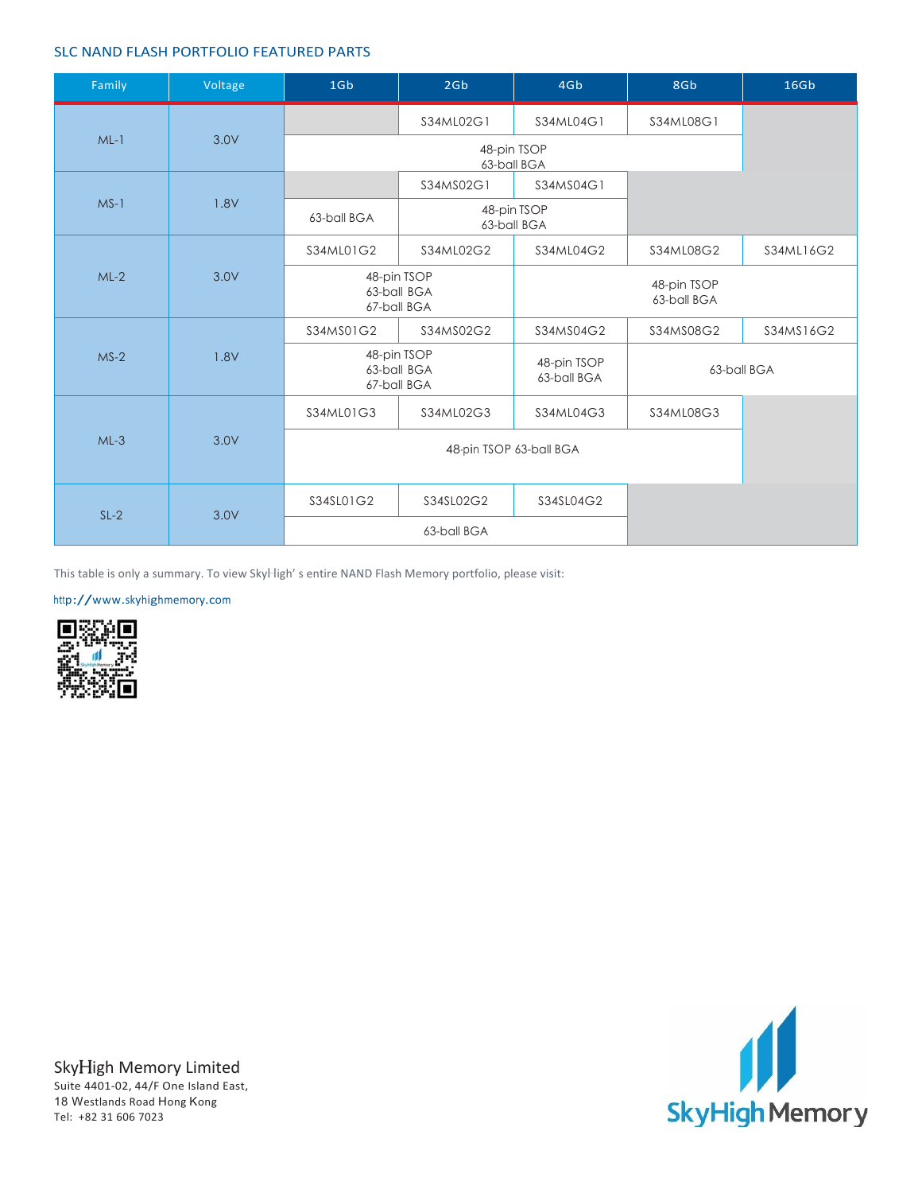## SLC NAND FLASH PORTFOLIO FEATURED PARTS

| Family | Voltage | 1Gb | 2Gb | 4Gb | 8Gb | 16Gb |
|---|---|---|---|---|---|---|
| ML-1 | 3.0V | | S34ML02G1 | S34ML04G1 | S34ML08G1 | |
| | | 48-pin TSOP 63-ball BGA | | | | |
| MS-1 | 1.8V | | S34MS02G1 | S34MS04G1 | | |
| | | 63-ball BGA | 48-pin TSOP 63-ball BGA | | | |
| ML-2 | 3.0V | S34ML01G2 | S34ML02G2 | S34ML04G2 | S34ML08G2 | S34ML16G2 |
| | | 48-pin TSOP 63-ball BGA 67-ball BGA | | 48-pin TSOP 63-ball BGA | | |
| MS-2 | 1.8V | S34MS01G2 | S34MS02G2 | S34MS04G2 | S34MS08G2 | S34MS16G2 |
| | | 48-pin TSOP 63-ball BGA 67-ball BGA | | 48-pin TSOP 63-ball BGA | 63-ball BGA | |
| ML-3 | 3.0V | S34ML01G3 | S34ML02G3 | S34ML04G3 | S34ML08G3 | |
| | | 48-pin TSOP 63-ball BGA | | | | |
| SL-2 | 3.0V | S34SL01G2 | S34SL02G2 | S34SL04G2 | | |
| | | 63-ball BGA | | | | |

This table is only a summary. To view SkyHigh' s entire NAND Flash Memory portfolio, please visit:

http://www.skyhighmemory.com

SkyHigh Memory Limited
Suite 4401-02, 44/F One Island East,
18 Westlands Road Hong Kong
Tel: +82 31 606 7023

SkyHigh Memory